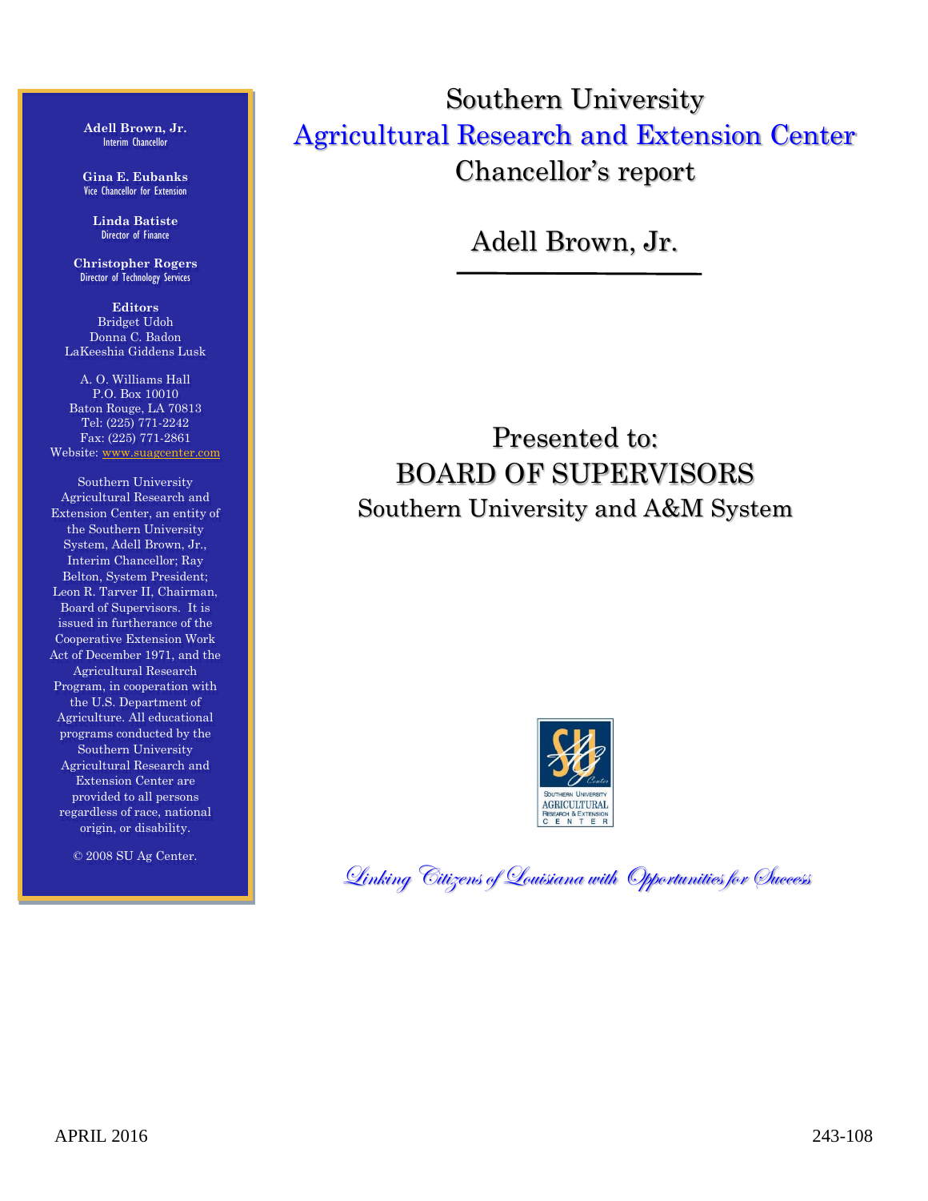# Southern University
# Agricultural Research and Extension Center
# Chancellor's report

## Adell Brown, Jr.

## Presented to:
## BOARD OF SUPERVISORS
### Southern University and A&M System

*Linking Citizens of Louisiana with Opportunities for Success*

**Adell Brown, Jr.**
Interim Chancellor

**Gina E. Eubanks**
Vice Chancellor for Extension

**Linda Batiste**
Director of Finance

**Christopher Rogers**
Director of Technology Services

**Editors**
Bridget Udoh
Donna C. Badon
LaKeeshia Giddens Lusk

A. O. Williams Hall
P.O. Box 10010
Baton Rouge, LA 70813
Tel: (225) 771-2242
Fax: (225) 771-2861
Website: www.suagcenter.com

Southern University Agricultural Research and Extension Center, an entity of the Southern University System, Adell Brown, Jr., Interim Chancellor; Ray Belton, System President; Leon R. Tarver II, Chairman, Board of Supervisors. It is issued in furtherance of the Cooperative Extension Work Act of December 1971, and the Agricultural Research Program, in cooperation with the U.S. Department of Agriculture. All educational programs conducted by the Southern University Agricultural Research and Extension Center are provided to all persons regardless of race, national origin, or disability.

© 2008 SU Ag Center.

APRIL 2016

243-108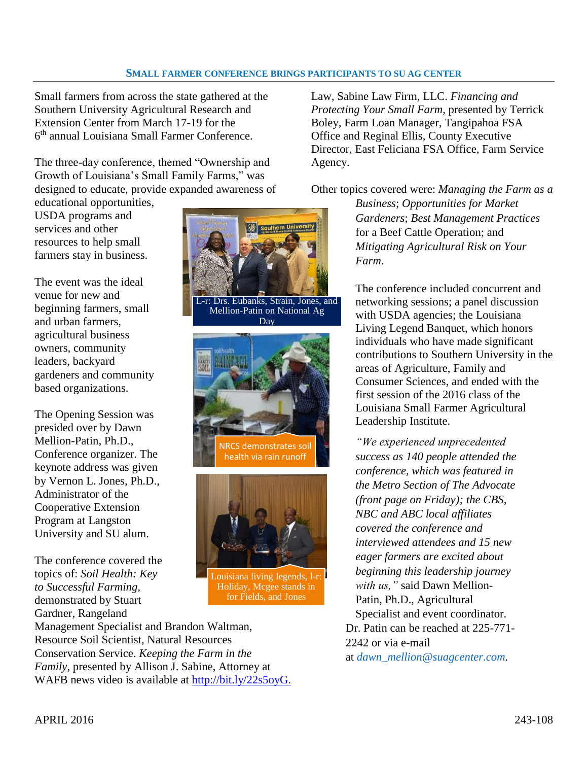## SMALL FARMER CONFERENCE BRINGS PARTICIPANTS TO SU AG CENTER

Small farmers from across the state gathered at the Southern University Agricultural Research and Extension Center from March 17-19 for the 6th annual Louisiana Small Farmer Conference.

The three-day conference, themed "Ownership and Growth of Louisiana's Small Family Farms," was designed to educate, provide expanded awareness of educational opportunities, USDA programs and services and other resources to help small farmers stay in business.

The event was the ideal venue for new and beginning farmers, small and urban farmers, agricultural business owners, community leaders, backyard gardeners and community based organizations.

The Opening Session was presided over by Dawn Mellion-Patin, Ph.D., Conference organizer. The keynote address was given by Vernon L. Jones, Ph.D., Administrator of the Cooperative Extension Program at Langston University and SU alum.

The conference covered the topics of: *Soil Health: Key to Successful Farming*, demonstrated by Stuart Gardner, Rangeland Management Specialist and Brandon Waltman, Resource Soil Scientist, Natural Resources Conservation Service. *Keeping the Farm in the Family*, presented by Allison J. Sabine, Attorney at Law, Sabine Law Firm, LLC. *Financing and Protecting Your Small Farm*, presented by Terrick Boley, Farm Loan Manager, Tangipahoa FSA Office and Reginal Ellis, County Executive Director, East Feliciana FSA Office, Farm Service Agency.

L-r: Drs. Eubanks, Strain, Jones, and Mellion-Patin on National Ag Day

NRCS demonstrates soil health via rain runoff

Louisiana living legends, l-r: Holiday, Mcgee stands in for Fields, and Jones

Other topics covered were: *Managing the Farm as a Business*; *Opportunities for Market Gardeners*; *Best Management Practices* for a Beef Cattle Operation; and *Mitigating Agricultural Risk on Your Farm*.

The conference included concurrent and networking sessions; a panel discussion with USDA agencies; the Louisiana Living Legend Banquet, which honors individuals who have made significant contributions to Southern University in the areas of Agriculture, Family and Consumer Sciences, and ended with the first session of the 2016 class of the Louisiana Small Farmer Agricultural Leadership Institute.

*"We experienced unprecedented success as 140 people attended the conference, which was featured in the Metro Section of The Advocate (front page on Friday); the CBS, NBC and ABC local affiliates covered the conference and interviewed attendees and 15 new eager farmers are excited about beginning this leadership journey with us,"* said Dawn Mellion-Patin, Ph.D., Agricultural Specialist and event coordinator. Dr. Patin can be reached at 225-771-2242 or via e-mail at *dawn_mellion@suagcenter.com*.

WAFB news video is available at http://bit.ly/22s5oyG.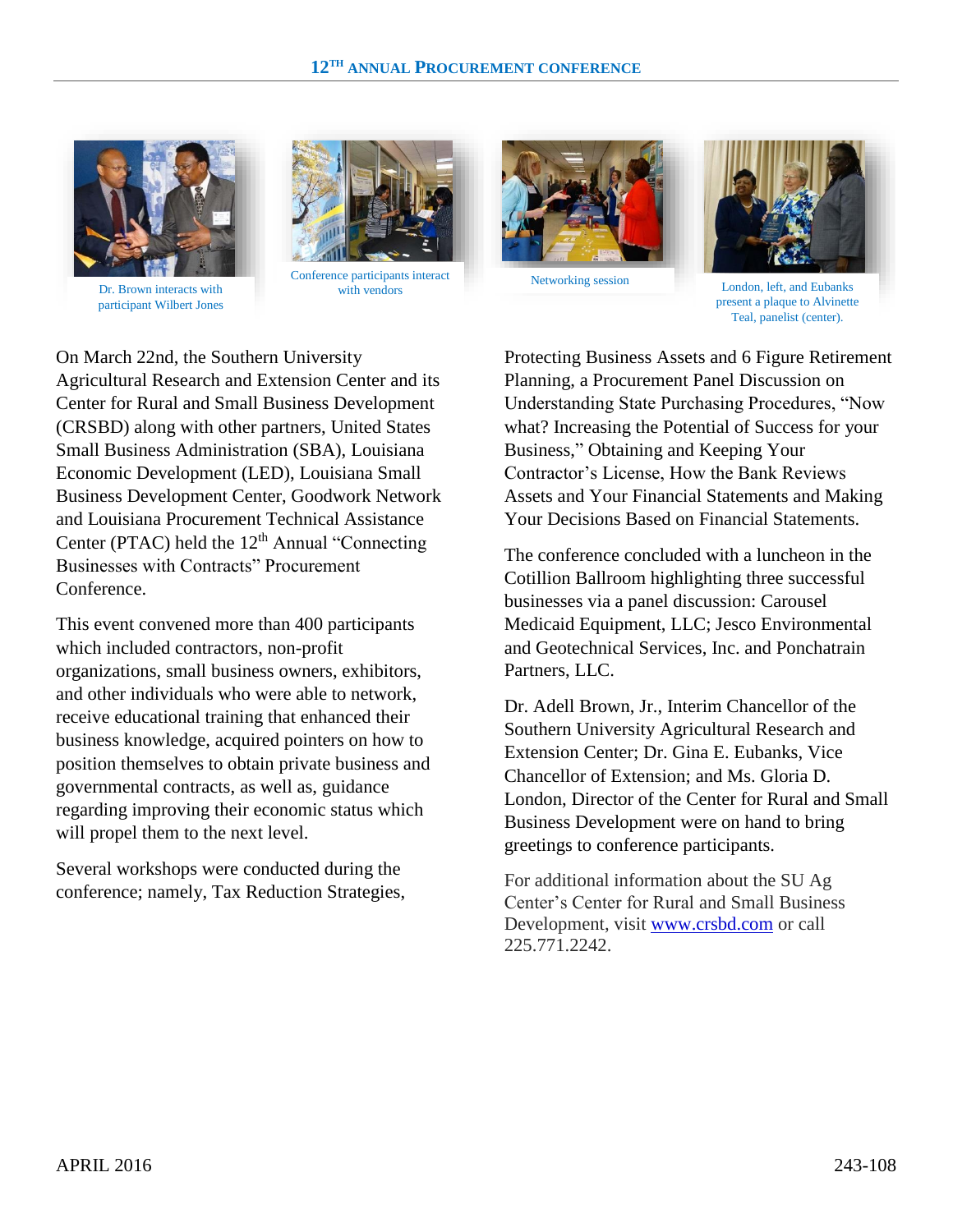# 12TH ANNUAL PROCUREMENT CONFERENCE

Dr. Brown interacts with participant Wilbert Jones

Conference participants interact with vendors

Networking session

London, left, and Eubanks present a plaque to Alvinette Teal, panelist (center).

On March 22nd, the Southern University Agricultural Research and Extension Center and its Center for Rural and Small Business Development (CRSBD) along with other partners, United States Small Business Administration (SBA), Louisiana Economic Development (LED), Louisiana Small Business Development Center, Goodwork Network and Louisiana Procurement Technical Assistance Center (PTAC) held the 12th Annual "Connecting Businesses with Contracts" Procurement Conference.

This event convened more than 400 participants which included contractors, non-profit organizations, small business owners, exhibitors, and other individuals who were able to network, receive educational training that enhanced their business knowledge, acquired pointers on how to position themselves to obtain private business and governmental contracts, as well as, guidance regarding improving their economic status which will propel them to the next level.

Several workshops were conducted during the conference; namely, Tax Reduction Strategies, Protecting Business Assets and 6 Figure Retirement Planning, a Procurement Panel Discussion on Understanding State Purchasing Procedures, "Now what? Increasing the Potential of Success for your Business," Obtaining and Keeping Your Contractor's License, How the Bank Reviews Assets and Your Financial Statements and Making Your Decisions Based on Financial Statements.

The conference concluded with a luncheon in the Cotillion Ballroom highlighting three successful businesses via a panel discussion: Carousel Medicaid Equipment, LLC; Jesco Environmental and Geotechnical Services, Inc. and Ponchatrain Partners, LLC.

Dr. Adell Brown, Jr., Interim Chancellor of the Southern University Agricultural Research and Extension Center; Dr. Gina E. Eubanks, Vice Chancellor of Extension; and Ms. Gloria D. London, Director of the Center for Rural and Small Business Development were on hand to bring greetings to conference participants.

For additional information about the SU Ag Center's Center for Rural and Small Business Development, visit www.crsbd.com or call 225.771.2242.

APRIL 2016

243-108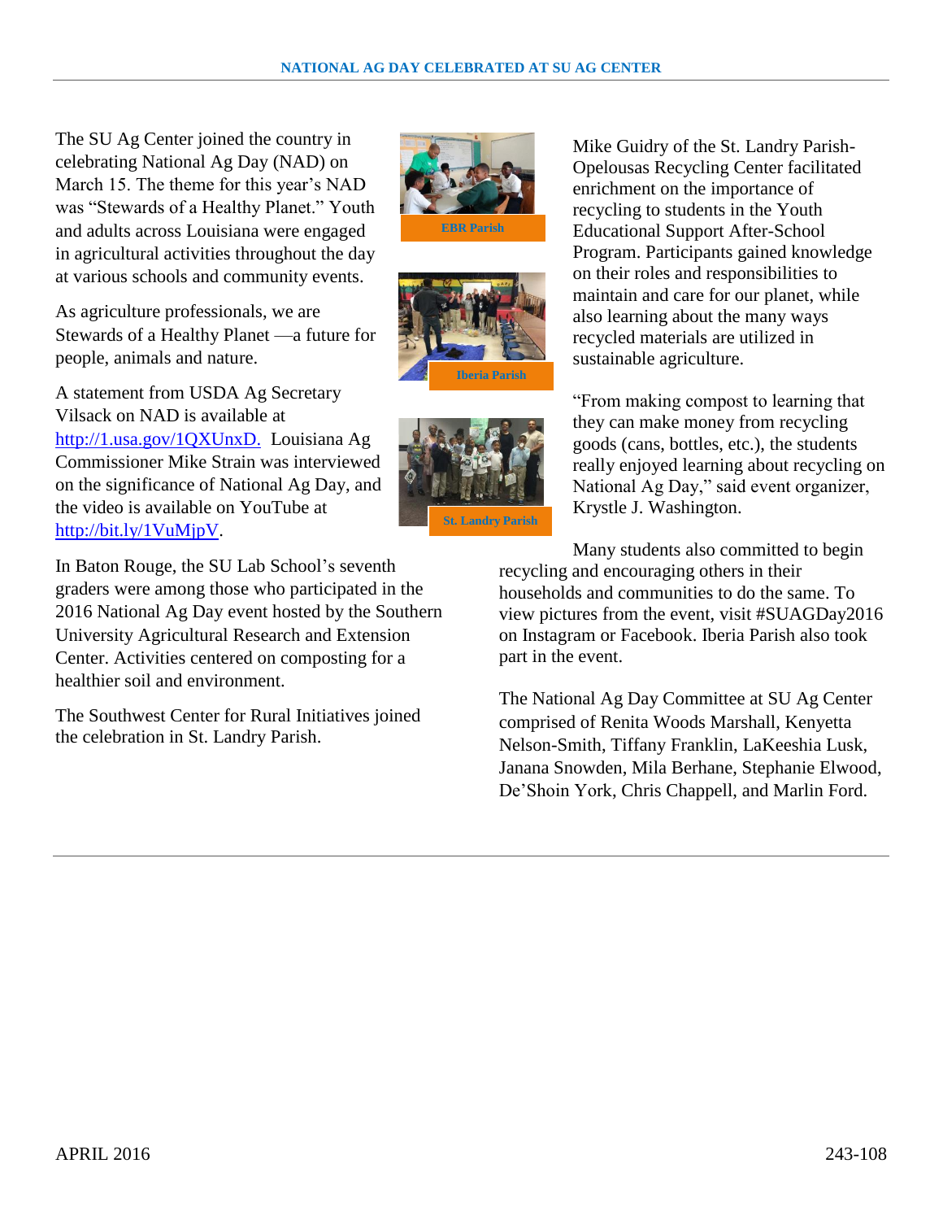## NATIONAL AG DAY CELEBRATED AT SU AG CENTER

The SU Ag Center joined the country in celebrating National Ag Day (NAD) on March 15. The theme for this year's NAD was "Stewards of a Healthy Planet." Youth and adults across Louisiana were engaged in agricultural activities throughout the day at various schools and community events.

As agriculture professionals, we are Stewards of a Healthy Planet —a future for people, animals and nature.

A statement from USDA Ag Secretary Vilsack on NAD is available at http://1.usa.gov/1QXUnxD. Louisiana Ag Commissioner Mike Strain was interviewed on the significance of National Ag Day, and the video is available on YouTube at http://bit.ly/1VuMjpV.

In Baton Rouge, the SU Lab School's seventh graders were among those who participated in the 2016 National Ag Day event hosted by the Southern University Agricultural Research and Extension Center. Activities centered on composting for a healthier soil and environment.

The Southwest Center for Rural Initiatives joined the celebration in St. Landry Parish.

EBR Parish

Iberia Parish

St. Landry Parish

Mike Guidry of the St. Landry Parish-Opelousas Recycling Center facilitated enrichment on the importance of recycling to students in the Youth Educational Support After-School Program. Participants gained knowledge on their roles and responsibilities to maintain and care for our planet, while also learning about the many ways recycled materials are utilized in sustainable agriculture.

"From making compost to learning that they can make money from recycling goods (cans, bottles, etc.), the students really enjoyed learning about recycling on National Ag Day," said event organizer, Krystle J. Washington.

Many students also committed to begin recycling and encouraging others in their households and communities to do the same. To view pictures from the event, visit #SUAGDay2016 on Instagram or Facebook. Iberia Parish also took part in the event.

The National Ag Day Committee at SU Ag Center comprised of Renita Woods Marshall, Kenyetta Nelson-Smith, Tiffany Franklin, LaKeeshia Lusk, Janana Snowden, Mila Berhane, Stephanie Elwood, De'Shoin York, Chris Chappell, and Marlin Ford.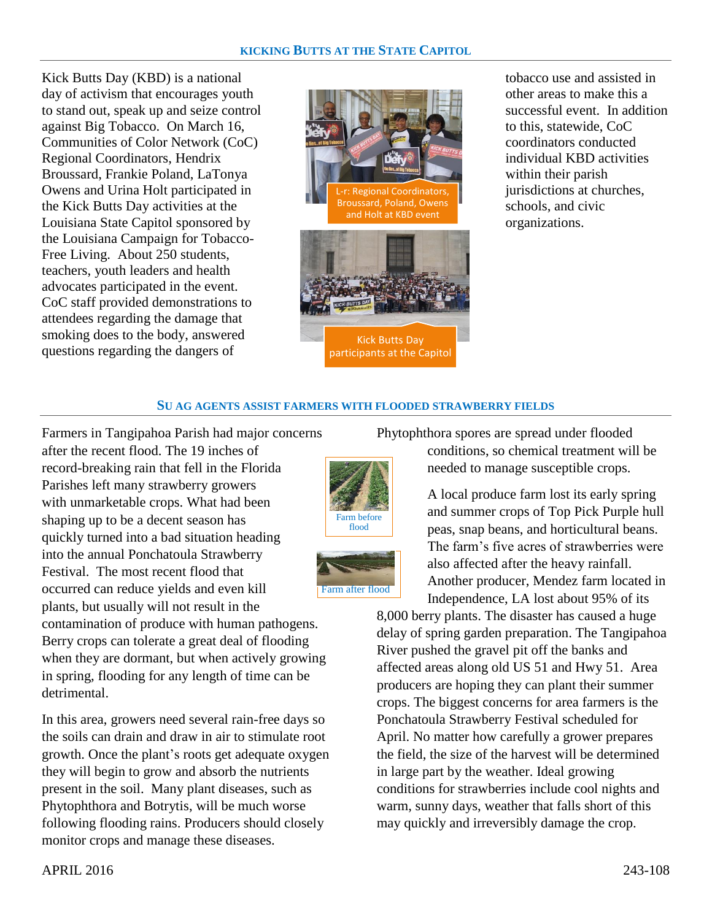## Kicking Butts at the State Capitol

Kick Butts Day (KBD) is a national day of activism that encourages youth to stand out, speak up and seize control against Big Tobacco. On March 16, Communities of Color Network (CoC) Regional Coordinators, Hendrix Broussard, Frankie Poland, LaTonya Owens and Urina Holt participated in the Kick Butts Day activities at the Louisiana State Capitol sponsored by the Louisiana Campaign for Tobacco-Free Living. About 250 students, teachers, youth leaders and health advocates participated in the event. CoC staff provided demonstrations to attendees regarding the damage that smoking does to the body, answered questions regarding the dangers of tobacco use and assisted in other areas to make this a successful event. In addition to this, statewide, CoC coordinators conducted individual KBD activities within their parish jurisdictions at churches, schools, and civic organizations.

L-r: Regional Coordinators, Broussard, Poland, Owens and Holt at KBD event

Kick Butts Day participants at the Capitol

## SU Ag Agents Assist Farmers with Flooded Strawberry Fields

Farmers in Tangipahoa Parish had major concerns after the recent flood. The 19 inches of record-breaking rain that fell in the Florida Parishes left many strawberry growers with unmarketable crops. What had been shaping up to be a decent season has quickly turned into a bad situation heading into the annual Ponchatoula Strawberry Festival. The most recent flood that occurred can reduce yields and even kill plants, but usually will not result in the contamination of produce with human pathogens. Berry crops can tolerate a great deal of flooding when they are dormant, but when actively growing in spring, flooding for any length of time can be detrimental.

Farm before flood

Farm after flood

In this area, growers need several rain-free days so the soils can drain and draw in air to stimulate root growth. Once the plant's roots get adequate oxygen they will begin to grow and absorb the nutrients present in the soil. Many plant diseases, such as Phytophthora and Botrytis, will be much worse following flooding rains. Producers should closely monitor crops and manage these diseases. Phytophthora spores are spread under flooded conditions, so chemical treatment will be needed to manage susceptible crops.

A local produce farm lost its early spring and summer crops of Top Pick Purple hull peas, snap beans, and horticultural beans. The farm's five acres of strawberries were also affected after the heavy rainfall. Another producer, Mendez farm located in Independence, LA lost about 95% of its 8,000 berry plants. The disaster has caused a huge delay of spring garden preparation. The Tangipahoa River pushed the gravel pit off the banks and affected areas along old US 51 and Hwy 51. Area producers are hoping they can plant their summer crops. The biggest concerns for area farmers is the Ponchatoula Strawberry Festival scheduled for April. No matter how carefully a grower prepares the field, the size of the harvest will be determined in large part by the weather. Ideal growing conditions for strawberries include cool nights and warm, sunny days, weather that falls short of this may quickly and irreversibly damage the crop.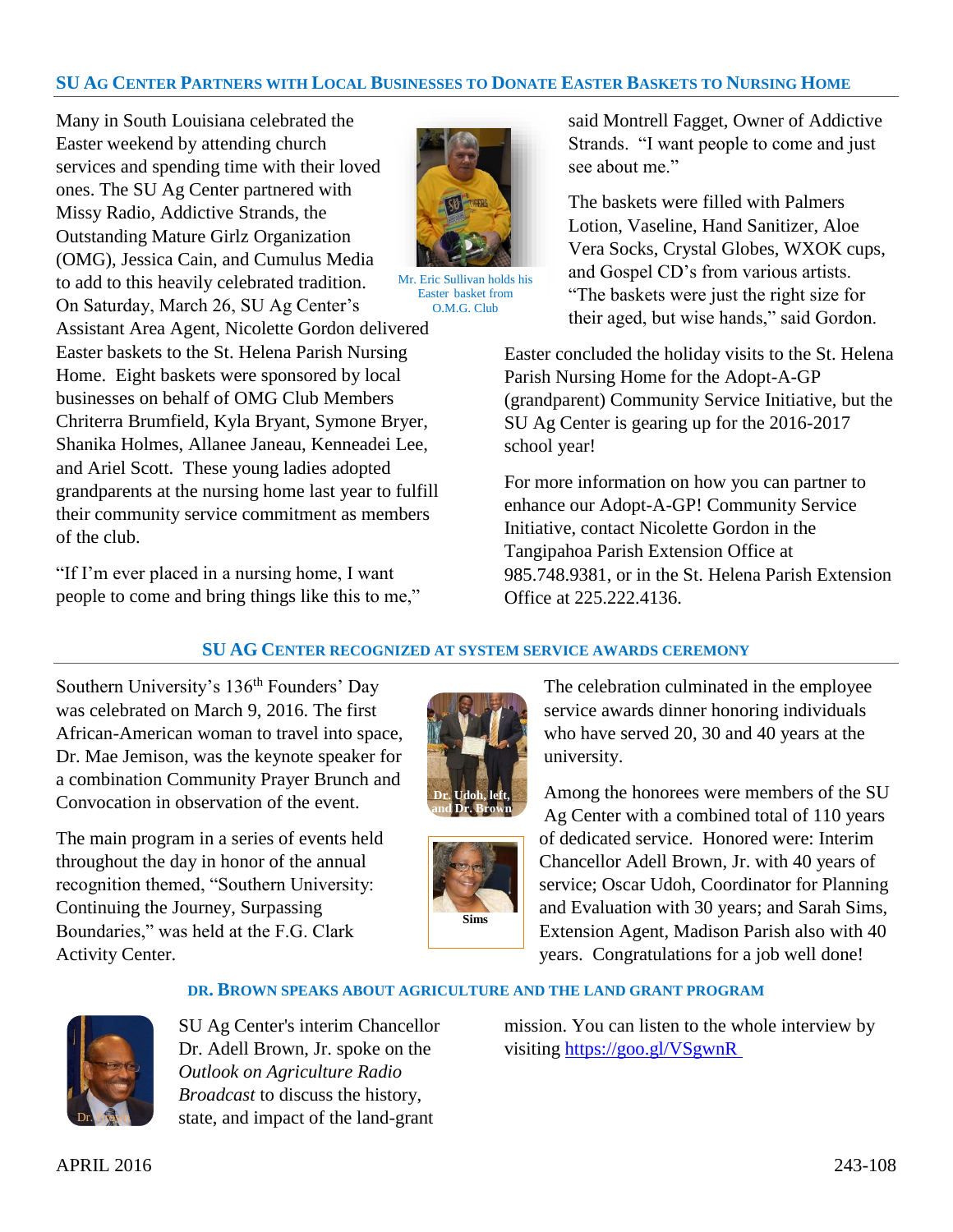## SU Ag Center Partners with Local Businesses to Donate Easter Baskets to Nursing Home

Many in South Louisiana celebrated the Easter weekend by attending church services and spending time with their loved ones. The SU Ag Center partnered with Missy Radio, Addictive Strands, the Outstanding Mature Girlz Organization (OMG), Jessica Cain, and Cumulus Media to add to this heavily celebrated tradition. On Saturday, March 26, SU Ag Center's Assistant Area Agent, Nicolette Gordon delivered Easter baskets to the St. Helena Parish Nursing Home. Eight baskets were sponsored by local businesses on behalf of OMG Club Members Chriterra Brumfield, Kyla Bryant, Symone Bryer, Shanika Holmes, Allanee Janeau, Kenneadei Lee, and Ariel Scott. These young ladies adopted grandparents at the nursing home last year to fulfill their community service commitment as members of the club.

Mr. Eric Sullivan holds his Easter basket from O.M.G. Club

"If I'm ever placed in a nursing home, I want people to come and bring things like this to me," said Montrell Fagget, Owner of Addictive Strands. "I want people to come and just see about me."

The baskets were filled with Palmers Lotion, Vaseline, Hand Sanitizer, Aloe Vera Socks, Crystal Globes, WXOK cups, and Gospel CD's from various artists. "The baskets were just the right size for their aged, but wise hands," said Gordon.

Easter concluded the holiday visits to the St. Helena Parish Nursing Home for the Adopt-A-GP (grandparent) Community Service Initiative, but the SU Ag Center is gearing up for the 2016-2017 school year!

For more information on how you can partner to enhance our Adopt-A-GP! Community Service Initiative, contact Nicolette Gordon in the Tangipahoa Parish Extension Office at 985.748.9381, or in the St. Helena Parish Extension Office at 225.222.4136.

## SU Ag Center Recognized at System Service Awards Ceremony

Southern University's 136th Founders' Day was celebrated on March 9, 2016. The first African-American woman to travel into space, Dr. Mae Jemison, was the keynote speaker for a combination Community Prayer Brunch and Convocation in observation of the event.

The main program in a series of events held throughout the day in honor of the annual recognition themed, "Southern University: Continuing the Journey, Surpassing Boundaries," was held at the F.G. Clark Activity Center.

Dr. Udoh, left, and Dr. Brown

Sims

The celebration culminated in the employee service awards dinner honoring individuals who have served 20, 30 and 40 years at the university.

Among the honorees were members of the SU Ag Center with a combined total of 110 years of dedicated service. Honored were: Interim Chancellor Adell Brown, Jr. with 40 years of service; Oscar Udoh, Coordinator for Planning and Evaluation with 30 years; and Sarah Sims, Extension Agent, Madison Parish also with 40 years. Congratulations for a job well done!

## Dr. Brown Speaks About Agriculture and the Land Grant Program

Dr. Brown

SU Ag Center's interim Chancellor Dr. Adell Brown, Jr. spoke on the *Outlook on Agriculture Radio Broadcast* to discuss the history, state, and impact of the land-grant mission. You can listen to the whole interview by visiting https://goo.gl/VSgwnR

APRIL 2016 243-108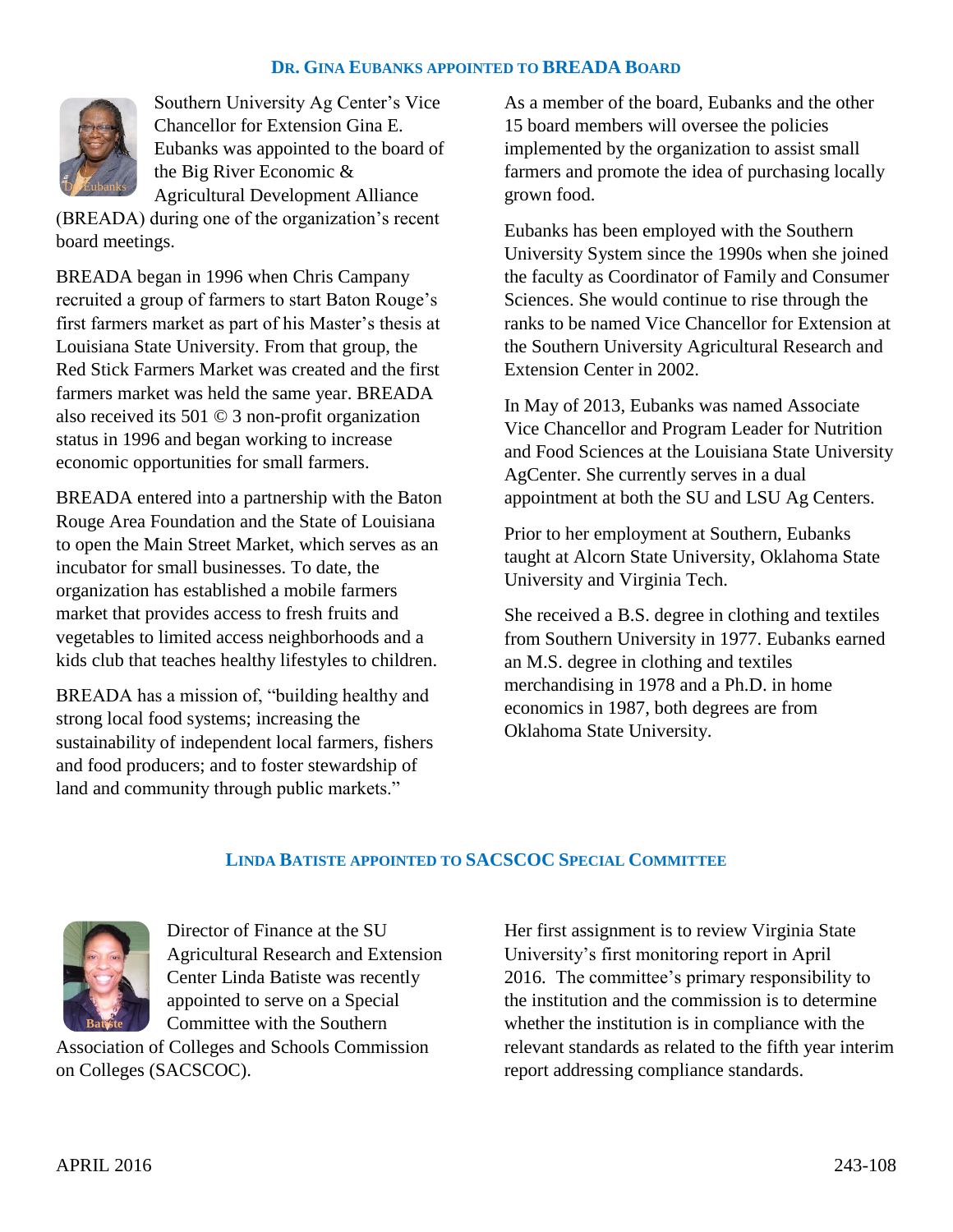## Dr. Gina Eubanks appointed to BREADA Board

Southern University Ag Center's Vice Chancellor for Extension Gina E. Eubanks was appointed to the board of the Big River Economic & Agricultural Development Alliance (BREADA) during one of the organization's recent board meetings.

BREADA began in 1996 when Chris Campany recruited a group of farmers to start Baton Rouge's first farmers market as part of his Master's thesis at Louisiana State University. From that group, the Red Stick Farmers Market was created and the first farmers market was held the same year. BREADA also received its 501 © 3 non-profit organization status in 1996 and began working to increase economic opportunities for small farmers.

BREADA entered into a partnership with the Baton Rouge Area Foundation and the State of Louisiana to open the Main Street Market, which serves as an incubator for small businesses. To date, the organization has established a mobile farmers market that provides access to fresh fruits and vegetables to limited access neighborhoods and a kids club that teaches healthy lifestyles to children.

BREADA has a mission of, "building healthy and strong local food systems; increasing the sustainability of independent local farmers, fishers and food producers; and to foster stewardship of land and community through public markets."

As a member of the board, Eubanks and the other 15 board members will oversee the policies implemented by the organization to assist small farmers and promote the idea of purchasing locally grown food.

Eubanks has been employed with the Southern University System since the 1990s when she joined the faculty as Coordinator of Family and Consumer Sciences. She would continue to rise through the ranks to be named Vice Chancellor for Extension at the Southern University Agricultural Research and Extension Center in 2002.

In May of 2013, Eubanks was named Associate Vice Chancellor and Program Leader for Nutrition and Food Sciences at the Louisiana State University AgCenter. She currently serves in a dual appointment at both the SU and LSU Ag Centers.

Prior to her employment at Southern, Eubanks taught at Alcorn State University, Oklahoma State University and Virginia Tech.

She received a B.S. degree in clothing and textiles from Southern University in 1977. Eubanks earned an M.S. degree in clothing and textiles merchandising in 1978 and a Ph.D. in home economics in 1987, both degrees are from Oklahoma State University.

## Linda Batiste appointed to SACSCOC Special Committee

Director of Finance at the SU Agricultural Research and Extension Center Linda Batiste was recently appointed to serve on a Special Committee with the Southern Association of Colleges and Schools Commission on Colleges (SACSCOC).

Her first assignment is to review Virginia State University's first monitoring report in April 2016. The committee's primary responsibility to the institution and the commission is to determine whether the institution is in compliance with the relevant standards as related to the fifth year interim report addressing compliance standards.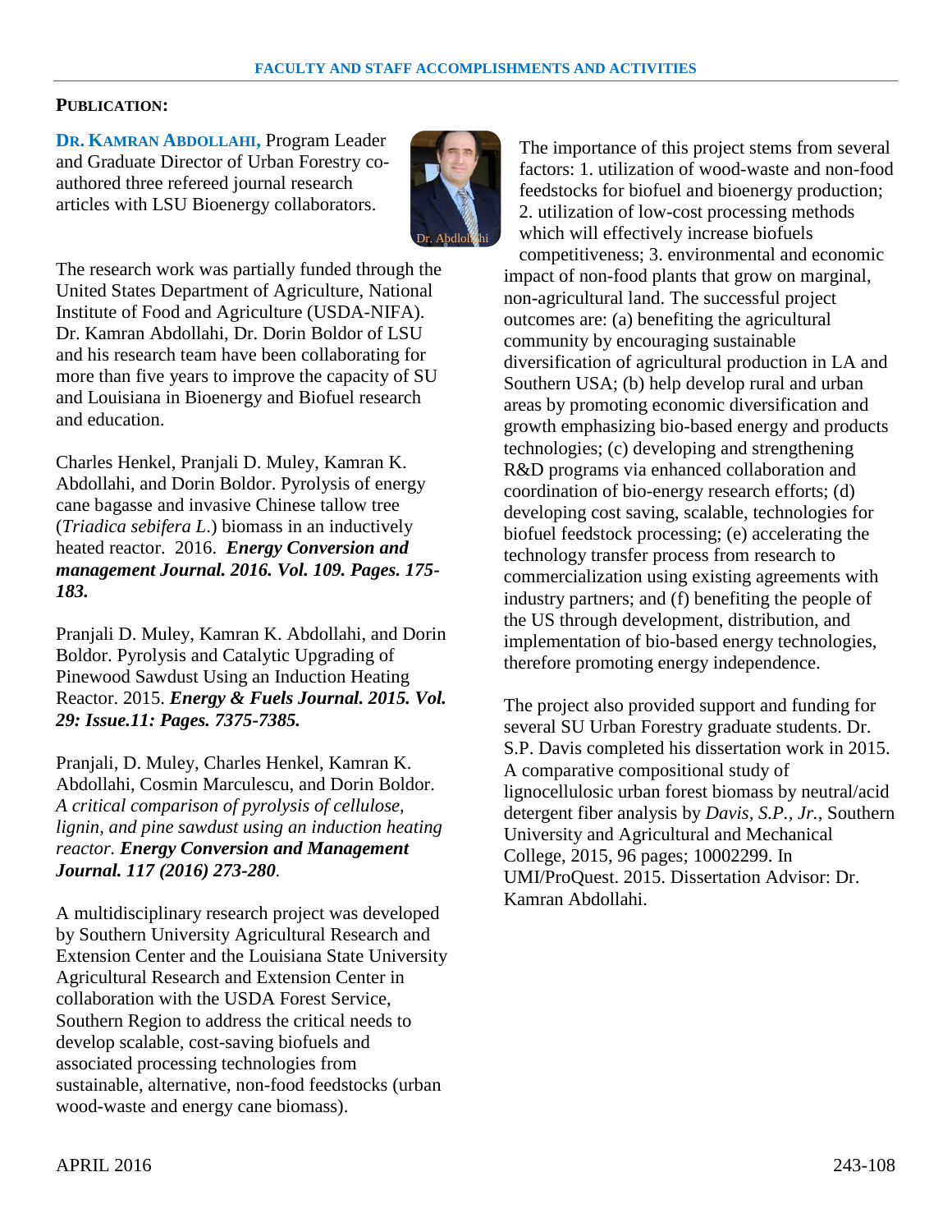## PUBLICATION:

**DR. KAMRAN ABDOLLAHI,** Program Leader and Graduate Director of Urban Forestry co-authored three refereed journal research articles with LSU Bioenergy collaborators.

Dr. Abdlollahi

The research work was partially funded through the United States Department of Agriculture, National Institute of Food and Agriculture (USDA-NIFA). Dr. Kamran Abdollahi, Dr. Dorin Boldor of LSU and his research team have been collaborating for more than five years to improve the capacity of SU and Louisiana in Bioenergy and Biofuel research and education.

Charles Henkel, Pranjali D. Muley, Kamran K. Abdollahi, and Dorin Boldor. Pyrolysis of energy cane bagasse and invasive Chinese tallow tree (*Triadica sebifera L.*) biomass in an inductively heated reactor. 2016. ***Energy Conversion and management Journal. 2016. Vol. 109. Pages. 175-183.***

Pranjali D. Muley, Kamran K. Abdollahi, and Dorin Boldor. Pyrolysis and Catalytic Upgrading of Pinewood Sawdust Using an Induction Heating Reactor. 2015. ***Energy & Fuels Journal. 2015. Vol. 29: Issue.11: Pages. 7375-7385.***

Pranjali, D. Muley, Charles Henkel, Kamran K. Abdollahi, Cosmin Marculescu, and Dorin Boldor. *A critical comparison of pyrolysis of cellulose, lignin, and pine sawdust using an induction heating reactor.* ***Energy Conversion and Management Journal. 117 (2016) 273-280***.

A multidisciplinary research project was developed by Southern University Agricultural Research and Extension Center and the Louisiana State University Agricultural Research and Extension Center in collaboration with the USDA Forest Service, Southern Region to address the critical needs to develop scalable, cost-saving biofuels and associated processing technologies from sustainable, alternative, non-food feedstocks (urban wood-waste and energy cane biomass).

The importance of this project stems from several factors: 1. utilization of wood-waste and non-food feedstocks for biofuel and bioenergy production; 2. utilization of low-cost processing methods which will effectively increase biofuels competitiveness; 3. environmental and economic impact of non-food plants that grow on marginal, non-agricultural land. The successful project outcomes are: (a) benefiting the agricultural community by encouraging sustainable diversification of agricultural production in LA and Southern USA; (b) help develop rural and urban areas by promoting economic diversification and growth emphasizing bio-based energy and products technologies; (c) developing and strengthening R&D programs via enhanced collaboration and coordination of bio-energy research efforts; (d) developing cost saving, scalable, technologies for biofuel feedstock processing; (e) accelerating the technology transfer process from research to commercialization using existing agreements with industry partners; and (f) benefiting the people of the US through development, distribution, and implementation of bio-based energy technologies, therefore promoting energy independence.

The project also provided support and funding for several SU Urban Forestry graduate students. Dr. S.P. Davis completed his dissertation work in 2015. A comparative compositional study of lignocellulosic urban forest biomass by neutral/acid detergent fiber analysis by *Davis, S.P., Jr.*, Southern University and Agricultural and Mechanical College, 2015, 96 pages; 10002299. In UMI/ProQuest. 2015. Dissertation Advisor: Dr. Kamran Abdollahi.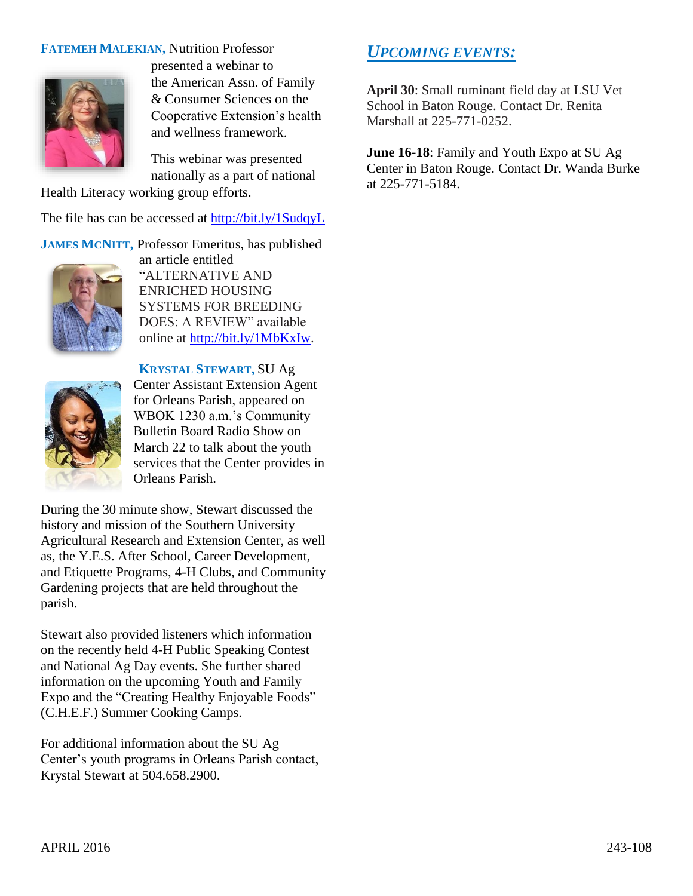**FATEMEH MALEKIAN,** Nutrition Professor presented a webinar to the American Assn. of Family & Consumer Sciences on the Cooperative Extension's health and wellness framework.

This webinar was presented nationally as a part of national Health Literacy working group efforts.

The file has can be accessed at http://bit.ly/1SudqyL

**JAMES MCNITT,** Professor Emeritus, has published an article entitled "ALTERNATIVE AND ENRICHED HOUSING SYSTEMS FOR BREEDING DOES: A REVIEW" available online at http://bit.ly/1MbKxIw.

**KRYSTAL STEWART,** SU Ag Center Assistant Extension Agent for Orleans Parish, appeared on WBOK 1230 a.m.'s Community Bulletin Board Radio Show on March 22 to talk about the youth services that the Center provides in Orleans Parish.

During the 30 minute show, Stewart discussed the history and mission of the Southern University Agricultural Research and Extension Center, as well as, the Y.E.S. After School, Career Development, and Etiquette Programs, 4-H Clubs, and Community Gardening projects that are held throughout the parish.

Stewart also provided listeners which information on the recently held 4-H Public Speaking Contest and National Ag Day events. She further shared information on the upcoming Youth and Family Expo and the "Creating Healthy Enjoyable Foods" (C.H.E.F.) Summer Cooking Camps.

For additional information about the SU Ag Center's youth programs in Orleans Parish contact, Krystal Stewart at 504.658.2900.

## *UPCOMING EVENTS:*

**April 30**: Small ruminant field day at LSU Vet School in Baton Rouge. Contact Dr. Renita Marshall at 225-771-0252.

**June 16-18**: Family and Youth Expo at SU Ag Center in Baton Rouge. Contact Dr. Wanda Burke at 225-771-5184.